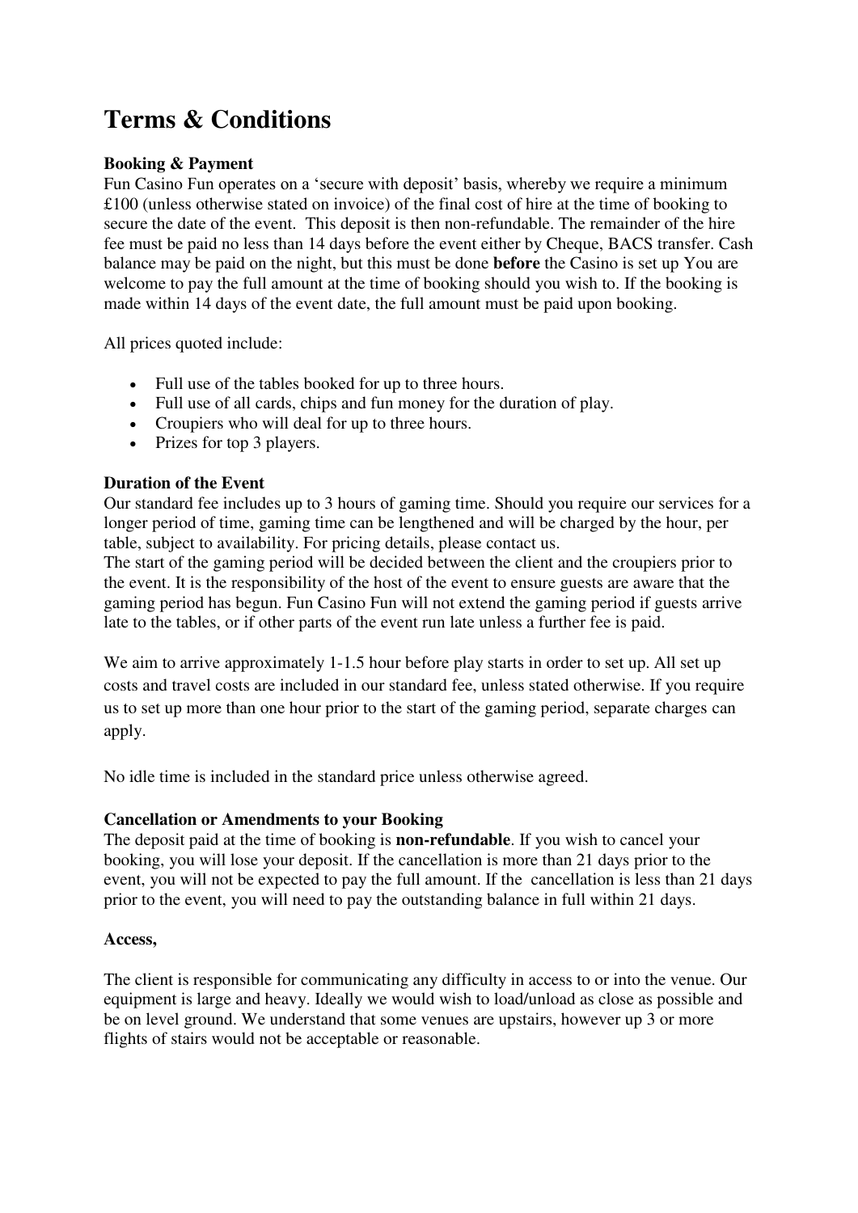# Terms & Conditions

**Booking & Payment**
Fun Casino Fun operates on a 'secure with deposit' basis, whereby we require a minimum £100 (unless otherwise stated on invoice) of the final cost of hire at the time of booking to secure the date of the event. This deposit is then non-refundable. The remainder of the hire fee must be paid no less than 14 days before the event either by Cheque, BACS transfer. Cash balance may be paid on the night, but this must be done **before** the Casino is set up You are welcome to pay the full amount at the time of booking should you wish to. If the booking is made within 14 days of the event date, the full amount must be paid upon booking.

All prices quoted include:

- Full use of the tables booked for up to three hours.
- Full use of all cards, chips and fun money for the duration of play.
- Croupiers who will deal for up to three hours.
- Prizes for top 3 players.

**Duration of the Event**
Our standard fee includes up to 3 hours of gaming time. Should you require our services for a longer period of time, gaming time can be lengthened and will be charged by the hour, per table, subject to availability. For pricing details, please contact us.
The start of the gaming period will be decided between the client and the croupiers prior to the event. It is the responsibility of the host of the event to ensure guests are aware that the gaming period has begun. Fun Casino Fun will not extend the gaming period if guests arrive late to the tables, or if other parts of the event run late unless a further fee is paid.

We aim to arrive approximately 1-1.5 hour before play starts in order to set up. All set up costs and travel costs are included in our standard fee, unless stated otherwise. If you require us to set up more than one hour prior to the start of the gaming period, separate charges can apply.

No idle time is included in the standard price unless otherwise agreed.

**Cancellation or Amendments to your Booking**
The deposit paid at the time of booking is **non-refundable**. If you wish to cancel your booking, you will lose your deposit. If the cancellation is more than 21 days prior to the event, you will not be expected to pay the full amount. If the cancellation is less than 21 days prior to the event, you will need to pay the outstanding balance in full within 21 days.

**Access,**

The client is responsible for communicating any difficulty in access to or into the venue. Our equipment is large and heavy. Ideally we would wish to load/unload as close as possible and be on level ground. We understand that some venues are upstairs, however up 3 or more flights of stairs would not be acceptable or reasonable.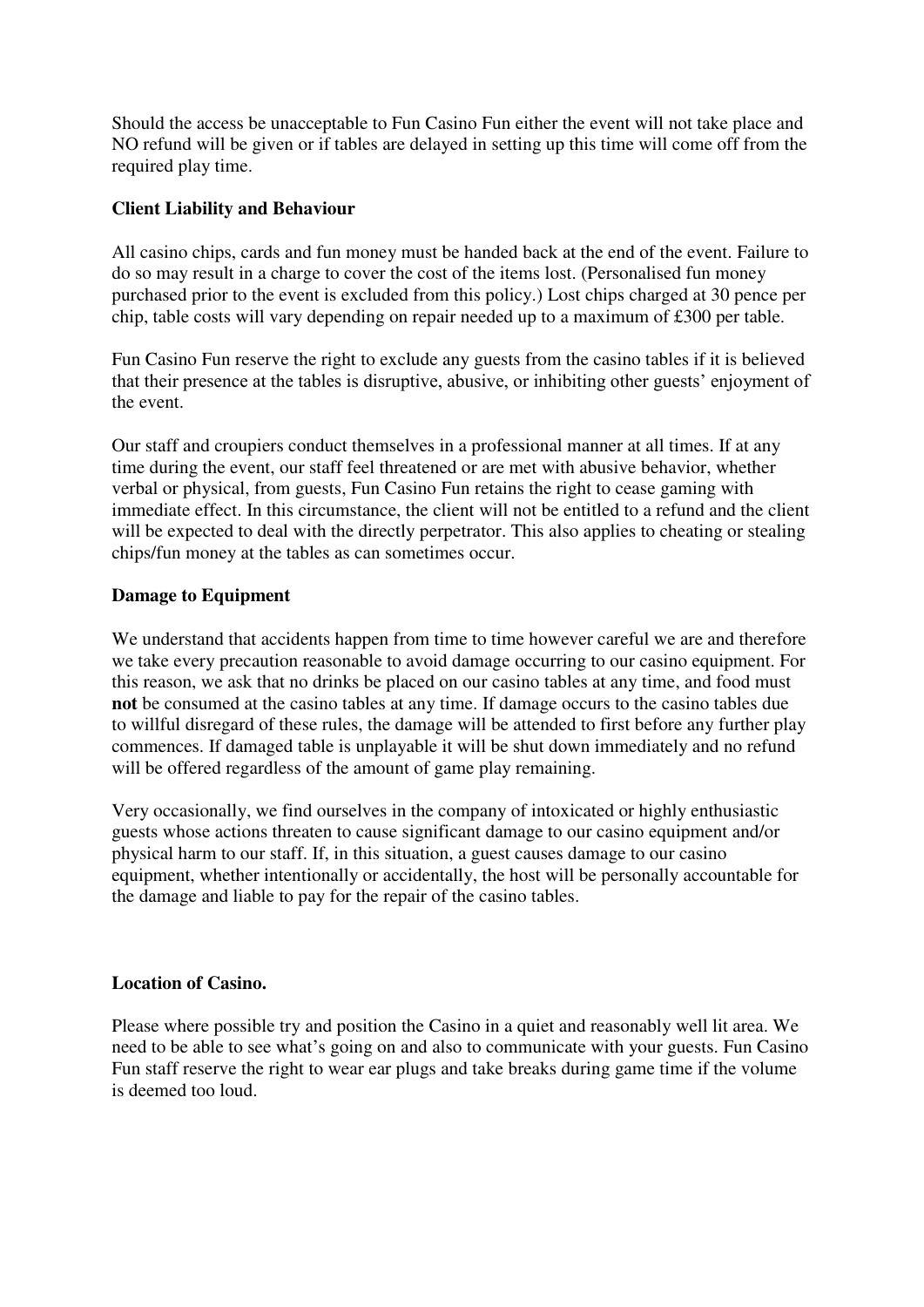Should the access be unacceptable to Fun Casino Fun either the event will not take place and NO refund will be given or if tables are delayed in setting up this time will come off from the required play time.

**Client Liability and Behaviour**

All casino chips, cards and fun money must be handed back at the end of the event. Failure to do so may result in a charge to cover the cost of the items lost. (Personalised fun money purchased prior to the event is excluded from this policy.) Lost chips charged at 30 pence per chip, table costs will vary depending on repair needed up to a maximum of £300 per table.

Fun Casino Fun reserve the right to exclude any guests from the casino tables if it is believed that their presence at the tables is disruptive, abusive, or inhibiting other guests' enjoyment of the event.

Our staff and croupiers conduct themselves in a professional manner at all times. If at any time during the event, our staff feel threatened or are met with abusive behavior, whether verbal or physical, from guests, Fun Casino Fun retains the right to cease gaming with immediate effect. In this circumstance, the client will not be entitled to a refund and the client will be expected to deal with the directly perpetrator. This also applies to cheating or stealing chips/fun money at the tables as can sometimes occur.

**Damage to Equipment**

We understand that accidents happen from time to time however careful we are and therefore we take every precaution reasonable to avoid damage occurring to our casino equipment. For this reason, we ask that no drinks be placed on our casino tables at any time, and food must **not** be consumed at the casino tables at any time. If damage occurs to the casino tables due to willful disregard of these rules, the damage will be attended to first before any further play commences. If damaged table is unplayable it will be shut down immediately and no refund will be offered regardless of the amount of game play remaining.

Very occasionally, we find ourselves in the company of intoxicated or highly enthusiastic guests whose actions threaten to cause significant damage to our casino equipment and/or physical harm to our staff. If, in this situation, a guest causes damage to our casino equipment, whether intentionally or accidentally, the host will be personally accountable for the damage and liable to pay for the repair of the casino tables.

**Location of Casino.**

Please where possible try and position the Casino in a quiet and reasonably well lit area. We need to be able to see what's going on and also to communicate with your guests. Fun Casino Fun staff reserve the right to wear ear plugs and take breaks during game time if the volume is deemed too loud.